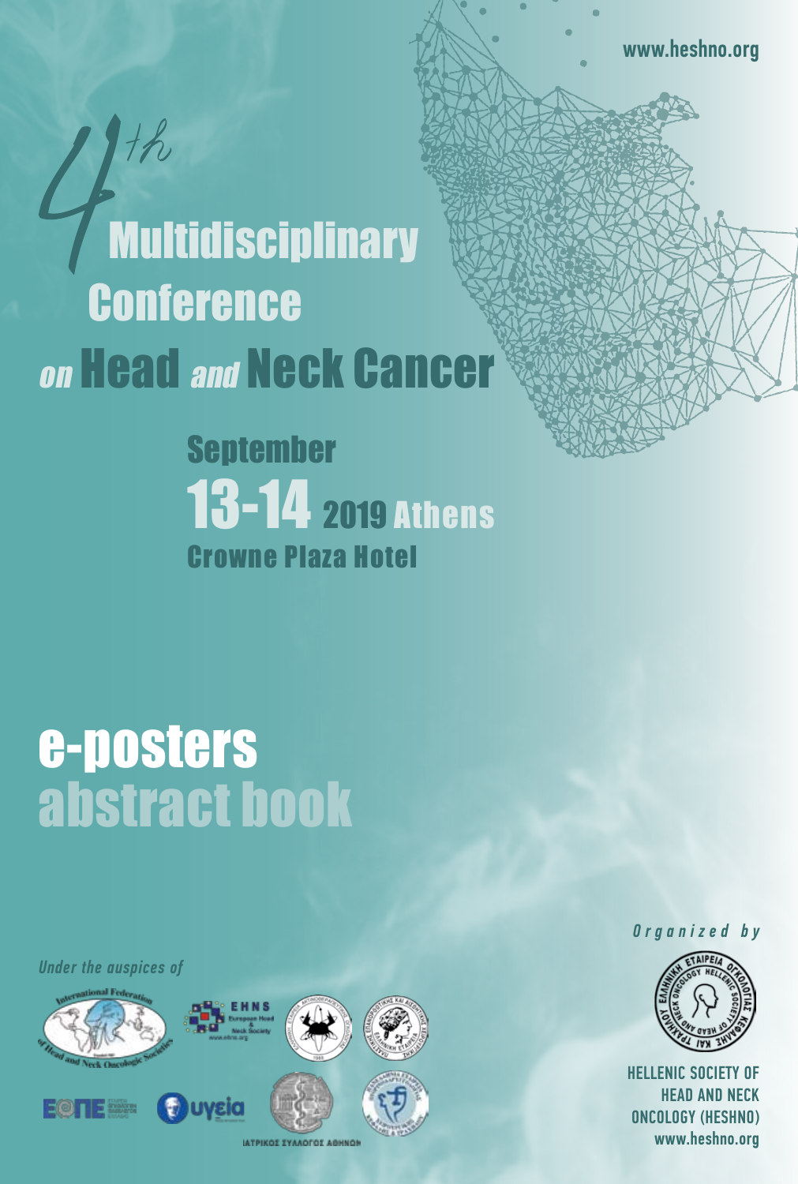www.heshno.org

# 4th Multidisciplinary Conference on Head and Neck Cancer

## September 13-14 2019 Athens

### Crowne Plaza Hotel

# e-posters abstract book

*Under the auspices of*

EHNS European Head & Neck Society www.ehns.org

ΙΑΤΡΙΚΟΣ ΣΥΛΛΟΓΟΣ ΑΘΗΝΩΝ

*Organized by*

HELLENIC SOCIETY OF HEAD AND NECK ONCOLOGY (HESHNO)
www.heshno.org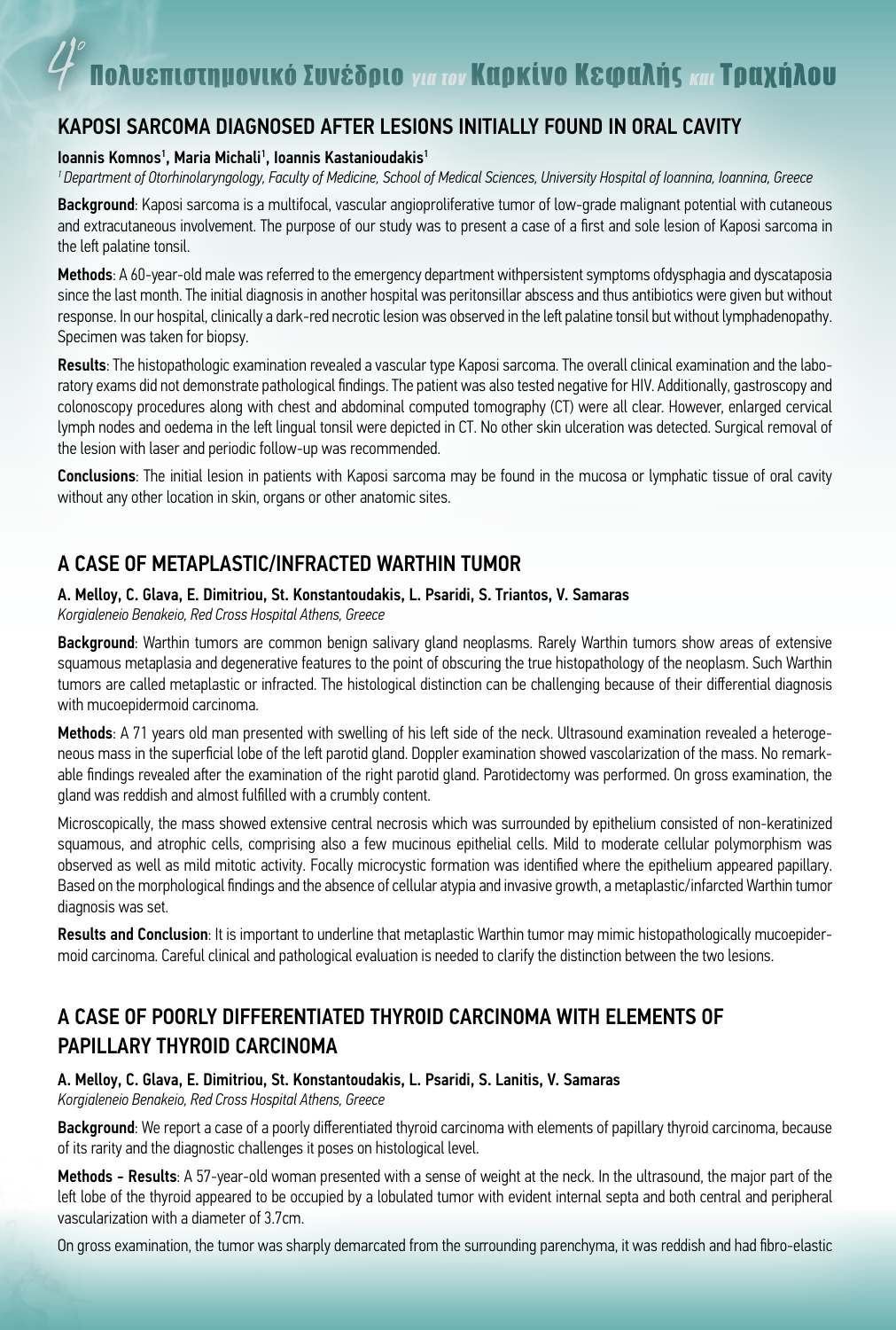## KAPOSI SARCOMA DIAGNOSED AFTER LESIONS INITIALLY FOUND IN ORAL CAVITY

**Ioannis Komnos[1], Maria Michali[1], Ioannis Kastanioudakis[1]**

*[1] Department of Otorhinolaryngology, Faculty of Medicine, School of Medical Sciences, University Hospital of Ioannina, Ioannina, Greece*

**Background**: Kaposi sarcoma is a multifocal, vascular angioproliferative tumor of low-grade malignant potential with cutaneous and extracutaneous involvement. The purpose of our study was to present a case of a first and sole lesion of Kaposi sarcoma in the left palatine tonsil.

**Methods**: A 60-year-old male was referred to the emergency department withpersistent symptoms ofdysphagia and dyscataposia since the last month. The initial diagnosis in another hospital was peritonsillar abscess and thus antibiotics were given but without response. In our hospital, clinically a dark-red necrotic lesion was observed in the left palatine tonsil but without lymphadenopathy. Specimen was taken for biopsy.

**Results**: The histopathologic examination revealed a vascular type Kaposi sarcoma. The overall clinical examination and the laboratory exams did not demonstrate pathological findings. The patient was also tested negative for HIV. Additionally, gastroscopy and colonoscopy procedures along with chest and abdominal computed tomography (CT) were all clear. However, enlarged cervical lymph nodes and oedema in the left lingual tonsil were depicted in CT. No other skin ulceration was detected. Surgical removal of the lesion with laser and periodic follow-up was recommended.

**Conclusions**: The initial lesion in patients with Kaposi sarcoma may be found in the mucosa or lymphatic tissue of oral cavity without any other location in skin, organs or other anatomic sites.

## A CASE OF METAPLASTIC/INFRACTED WARTHIN TUMOR

**A. Melloy, C. Glava, E. Dimitriou, St. Konstantoudakis, L. Psaridi, S. Triantos, V. Samaras**

*Korgialeneio Benakeio, Red Cross Hospital Athens, Greece*

**Background**: Warthin tumors are common benign salivary gland neoplasms. Rarely Warthin tumors show areas of extensive squamous metaplasia and degenerative features to the point of obscuring the true histopathology of the neoplasm. Such Warthin tumors are called metaplastic or infracted. The histological distinction can be challenging because of their differential diagnosis with mucoepidermoid carcinoma.

**Methods**: A 71 years old man presented with swelling of his left side of the neck. Ultrasound examination revealed a heterogeneous mass in the superficial lobe of the left parotid gland. Doppler examination showed vascolarization of the mass. No remarkable findings revealed after the examination of the right parotid gland. Parotidectomy was performed. On gross examination, the gland was reddish and almost fulfilled with a crumbly content.

Microscopically, the mass showed extensive central necrosis which was surrounded by epithelium consisted of non-keratinized squamous, and atrophic cells, comprising also a few mucinous epithelial cells. Mild to moderate cellular polymorphism was observed as well as mild mitotic activity. Focally microcystic formation was identified where the epithelium appeared papillary. Based on the morphological findings and the absence of cellular atypia and invasive growth, a metaplastic/infarcted Warthin tumor diagnosis was set.

**Results and Conclusion**: It is important to underline that metaplastic Warthin tumor may mimic histopathologically mucoepidermoid carcinoma. Careful clinical and pathological evaluation is needed to clarify the distinction between the two lesions.

## A CASE OF POORLY DIFFERENTIATED THYROID CARCINOMA WITH ELEMENTS OF PAPILLARY THYROID CARCINOMA

**A. Melloy, C. Glava, E. Dimitriou, St. Konstantoudakis, L. Psaridi, S. Lanitis, V. Samaras**

*Korgialeneio Benakeio, Red Cross Hospital Athens, Greece*

**Background**: We report a case of a poorly differentiated thyroid carcinoma with elements of papillary thyroid carcinoma, because of its rarity and the diagnostic challenges it poses on histological level.

**Methods - Results**: A 57-year-old woman presented with a sense of weight at the neck. In the ultrasound, the major part of the left lobe of the thyroid appeared to be occupied by a lobulated tumor with evident internal septa and both central and peripheral vascularization with a diameter of 3.7cm.

On gross examination, the tumor was sharply demarcated from the surrounding parenchyma, it was reddish and had fibro-elastic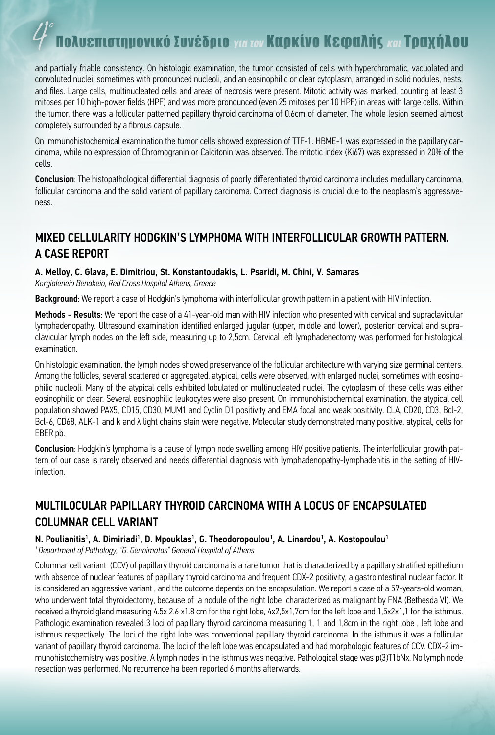and partially friable consistency. On histologic examination, the tumor consisted of cells with hyperchromatic, vacuolated and convoluted nuclei, sometimes with pronounced nucleoli, and an eosinophilic or clear cytoplasm, arranged in solid nodules, nests, and files. Large cells, multinucleated cells and areas of necrosis were present. Mitotic activity was marked, counting at least 3 mitoses per 10 high-power fields (HPF) and was more pronounced (even 25 mitoses per 10 HPF) in areas with large cells. Within the tumor, there was a follicular patterned papillary thyroid carcinoma of 0.6cm of diameter. The whole lesion seemed almost completely surrounded by a fibrous capsule.

On immunohistochemical examination the tumor cells showed expression of TTF-1. HBME-1 was expressed in the papillary carcinoma, while no expression of Chromogranin or Calcitonin was observed. The mitotic index (Ki67) was expressed in 20% of the cells.

**Conclusion**: The histopathological differential diagnosis of poorly differentiated thyroid carcinoma includes medullary carcinoma, follicular carcinoma and the solid variant of papillary carcinoma. Correct diagnosis is crucial due to the neoplasm's aggressiveness.

## MIXED CELLULARITY HODGKIN'S LYMPHOMA WITH INTERFOLLICULAR GROWTH PATTERN. A CASE REPORT

**A. Melloy, C. Glava, E. Dimitriou, St. Konstantoudakis, L. Psaridi, M. Chini, V. Samaras**
*Korgialeneio Benakeio, Red Cross Hospital Athens, Greece*

**Background**: We report a case of Hodgkin's lymphoma with interfollicular growth pattern in a patient with HIV infection.

**Methods - Results**: We report the case of a 41-year-old man with HIV infection who presented with cervical and supraclavicular lymphadenopathy. Ultrasound examination identified enlarged jugular (upper, middle and lower), posterior cervical and supraclavicular lymph nodes on the left side, measuring up to 2,5cm. Cervical left lymphadenectomy was performed for histological examination.

On histologic examination, the lymph nodes showed preservance of the follicular architecture with varying size germinal centers. Among the follicles, several scattered or aggregated, atypical, cells were observed, with enlarged nuclei, sometimes with eosinophilic nucleoli. Many of the atypical cells exhibited lobulated or multinucleated nuclei. The cytoplasm of these cells was either eosinophilic or clear. Several eosinophilic leukocytes were also present. On immunohistochemical examination, the atypical cell population showed PAX5, CD15, CD30, MUM1 and Cyclin D1 positivity and EMA focal and weak positivity. CLA, CD20, CD3, Bcl-2, Bcl-6, CD68, ALK-1 and k and λ light chains stain were negative. Molecular study demonstrated many positive, atypical, cells for EBER pb.

**Conclusion**: Hodgkin's lymphoma is a cause of lymph node swelling among HIV positive patients. The interfollicular growth pattern of our case is rarely observed and needs differential diagnosis with lymphadenopathy-lymphadenitis in the setting of HIV-infection.

## MULTILOCULAR PAPILLARY THYROID CARCINOMA WITH A LOCUS OF ENCAPSULATED COLUMNAR CELL VARIANT

**N. Poulianitis[1], A. Dimiriadi[1], D. Mpouklas[1], G. Theodoropoulou[1], A. Linardou[1], A. Kostopoulou[1]**
*[1] Department of Pathology, "G. Gennimatas" General Hospital of Athens*

Columnar cell variant (CCV) of papillary thyroid carcinoma is a rare tumor that is characterized by a papillary stratified epithelium with absence of nuclear features of papillary thyroid carcinoma and frequent CDX-2 positivity, a gastrointestinal nuclear factor. It is considered an aggressive variant , and the outcome depends on the encapsulation. We report a case of a 59-years-old woman, who underwent total thyroidectomy, because of a nodule of the right lobe characterized as malignant by FNA (Bethesda VI). We received a thyroid gland measuring 4.5x 2.6 x1.8 cm for the right lobe, 4x2,5x1,7cm for the left lobe and 1,5x2x1,1 for the isthmus. Pathologic examination revealed 3 loci of papillary thyroid carcinoma measuring 1, 1 and 1,8cm in the right lobe , left lobe and isthmus respectively. The loci of the right lobe was conventional papillary thyroid carcinoma. In the isthmus it was a follicular variant of papillary thyroid carcinoma. The loci of the left lobe was encapsulated and had morphologic features of CCV. CDX-2 immunohistochemistry was positive. A lymph nodes in the isthmus was negative. Pathological stage was p(3)T1bNx. No lymph node resection was performed. No recurrence ha been reported 6 months afterwards.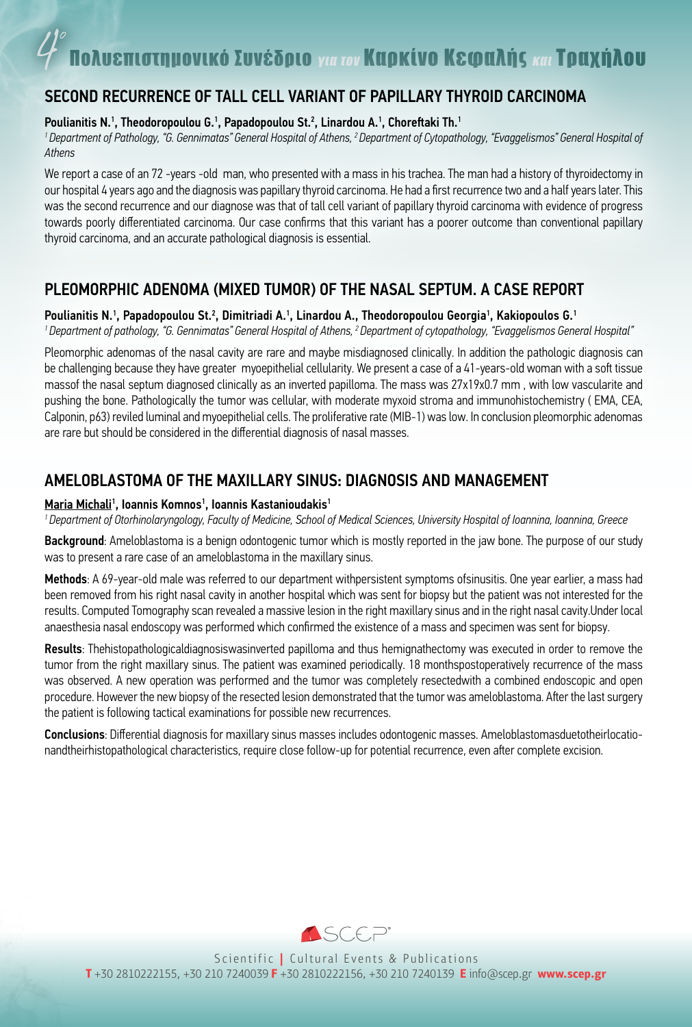## SECOND RECURRENCE OF TALL CELL VARIANT OF PAPILLARY THYROID CARCINOMA

**Poulianitis N.[1], Theodoropoulou G.[1], Papadopoulou St.[2], Linardou A.[1], Choreftaki Th.[1]**

*[1] Department of Pathology, "G. Gennimatas" General Hospital of Athens, [2] Department of Cytopathology, "Evaggelismos" General Hospital of Athens*

We report a case of an 72 -years -old man, who presented with a mass in his trachea. The man had a history of thyroidectomy in our hospital 4 years ago and the diagnosis was papillary thyroid carcinoma. He had a first recurrence two and a half years later. This was the second recurrence and our diagnose was that of tall cell variant of papillary thyroid carcinoma with evidence of progress towards poorly differentiated carcinoma. Our case confirms that this variant has a poorer outcome than conventional papillary thyroid carcinoma, and an accurate pathological diagnosis is essential.

## PLEOMORPHIC ADENOMA (MIXED TUMOR) OF THE NASAL SEPTUM. A CASE REPORT

**Poulianitis N.[1], Papadopoulou St.[2], Dimitriadi A.[1], Linardou A., Theodoropoulou Georgia[1], Kakiopoulos G.[1]**

*[1] Department of pathology, "G. Gennimatas" General Hospital of Athens, [2] Department of cytopathology, "Evaggelismos General Hospital"*

Pleomorphic adenomas of the nasal cavity are rare and maybe misdiagnosed clinically. In addition the pathologic diagnosis can be challenging because they have greater myoepithelial cellularity. We present a case of a 41-years-old woman with a soft tissue massof the nasal septum diagnosed clinically as an inverted papilloma. The mass was 27x19x0.7 mm , with low vascularite and pushing the bone. Pathologically the tumor was cellular, with moderate myxoid stroma and immunohistochemistry ( EMA, CEA, Calponin, p63) reviled luminal and myoepithelial cells. The proliferative rate (MIB-1) was low. In conclusion pleomorphic adenomas are rare but should be considered in the differential diagnosis of nasal masses.

## AMELOBLASTOMA OF THE MAXILLARY SINUS: DIAGNOSIS AND MANAGEMENT

**Maria Michali[1], Ioannis Komnos[1], Ioannis Kastanioudakis[1]**

*[1] Department of Otorhinolaryngology, Faculty of Medicine, School of Medical Sciences, University Hospital of Ioannina, Ioannina, Greece*

**Background**: Ameloblastoma is a benign odontogenic tumor which is mostly reported in the jaw bone. The purpose of our study was to present a rare case of an ameloblastoma in the maxillary sinus.

**Methods**: A 69-year-old male was referred to our department withpersistent symptoms ofsinusitis. One year earlier, a mass had been removed from his right nasal cavity in another hospital which was sent for biopsy but the patient was not interested for the results. Computed Tomography scan revealed a massive lesion in the right maxillary sinus and in the right nasal cavity.Under local anaesthesia nasal endoscopy was performed which confirmed the existence of a mass and specimen was sent for biopsy.

**Results**: Thehistopathologicaldiagnosiswasinverted papilloma and thus hemignathectomy was executed in order to remove the tumor from the right maxillary sinus. The patient was examined periodically. 18 monthspostoperatively recurrence of the mass was observed. A new operation was performed and the tumor was completely resectedwith a combined endoscopic and open procedure. However the new biopsy of the resected lesion demonstrated that the tumor was ameloblastoma. After the last surgery the patient is following tactical examinations for possible new recurrences.

**Conclusions**: Differential diagnosis for maxillary sinus masses includes odontogenic masses. Ameloblastomasduetotheirlocatio-nandtheirhistopathological characteristics, require close follow-up for potential recurrence, even after complete excision.